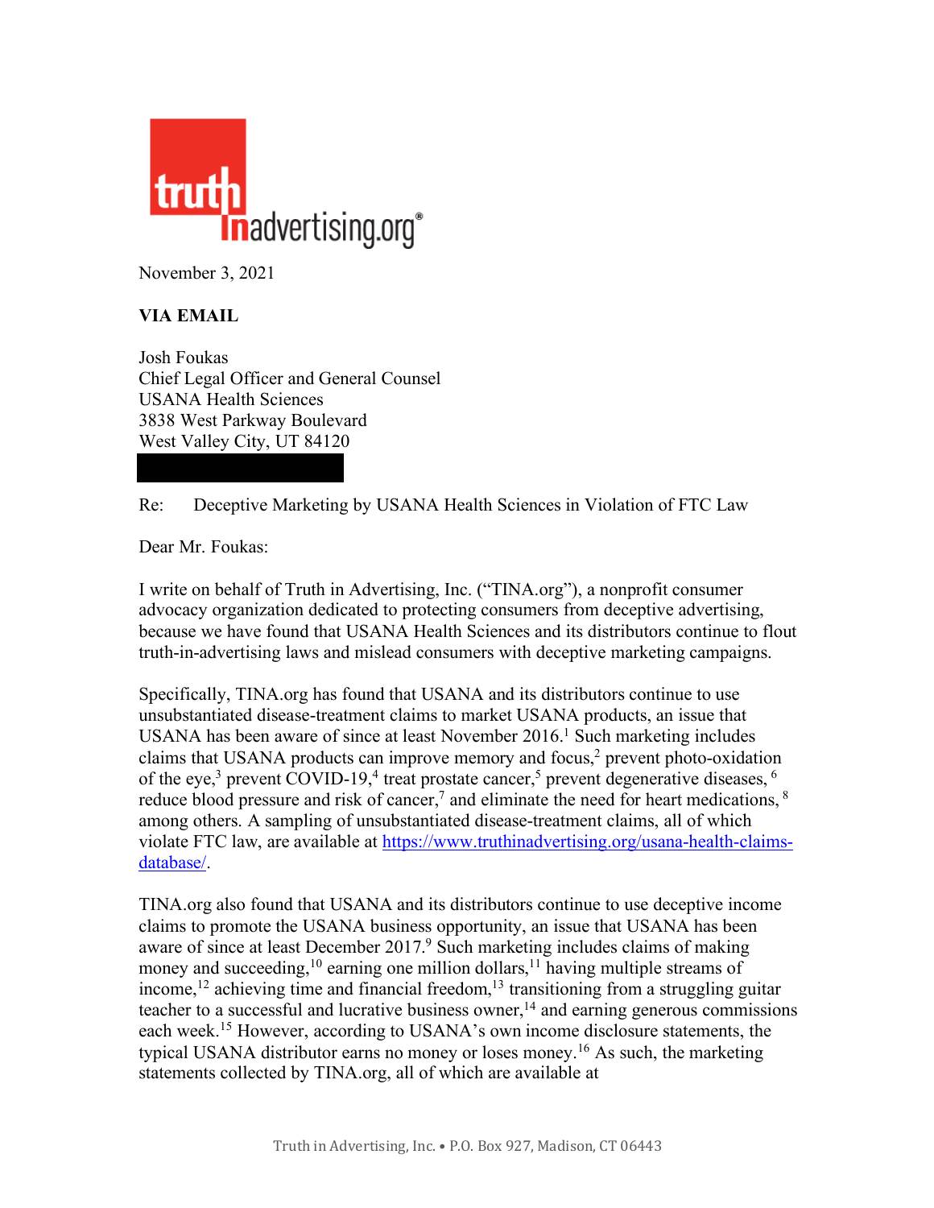truth in advertising.org®

November 3, 2021

**VIA EMAIL**

Josh Foukas
Chief Legal Officer and General Counsel
USANA Health Sciences
3838 West Parkway Boulevard
West Valley City, UT 84120

Re: Deceptive Marketing by USANA Health Sciences in Violation of FTC Law

Dear Mr. Foukas:

I write on behalf of Truth in Advertising, Inc. ("TINA.org"), a nonprofit consumer advocacy organization dedicated to protecting consumers from deceptive advertising, because we have found that USANA Health Sciences and its distributors continue to flout truth-in-advertising laws and mislead consumers with deceptive marketing campaigns.

Specifically, TINA.org has found that USANA and its distributors continue to use unsubstantiated disease-treatment claims to market USANA products, an issue that USANA has been aware of since at least November 2016.[1] Such marketing includes claims that USANA products can improve memory and focus,[2] prevent photo-oxidation of the eye,[3] prevent COVID-19,[4] treat prostate cancer,[5] prevent degenerative diseases, [6] reduce blood pressure and risk of cancer,[7] and eliminate the need for heart medications, [8] among others. A sampling of unsubstantiated disease-treatment claims, all of which violate FTC law, are available at [https://www.truthinadvertising.org/usana-health-claims-database/](https://www.truthinadvertising.org/usana-health-claims-database/).

TINA.org also found that USANA and its distributors continue to use deceptive income claims to promote the USANA business opportunity, an issue that USANA has been aware of since at least December 2017.[9] Such marketing includes claims of making money and succeeding,[10] earning one million dollars,[11] having multiple streams of income,[12] achieving time and financial freedom,[13] transitioning from a struggling guitar teacher to a successful and lucrative business owner,[14] and earning generous commissions each week.[15] However, according to USANA's own income disclosure statements, the typical USANA distributor earns no money or loses money.[16] As such, the marketing statements collected by TINA.org, all of which are available at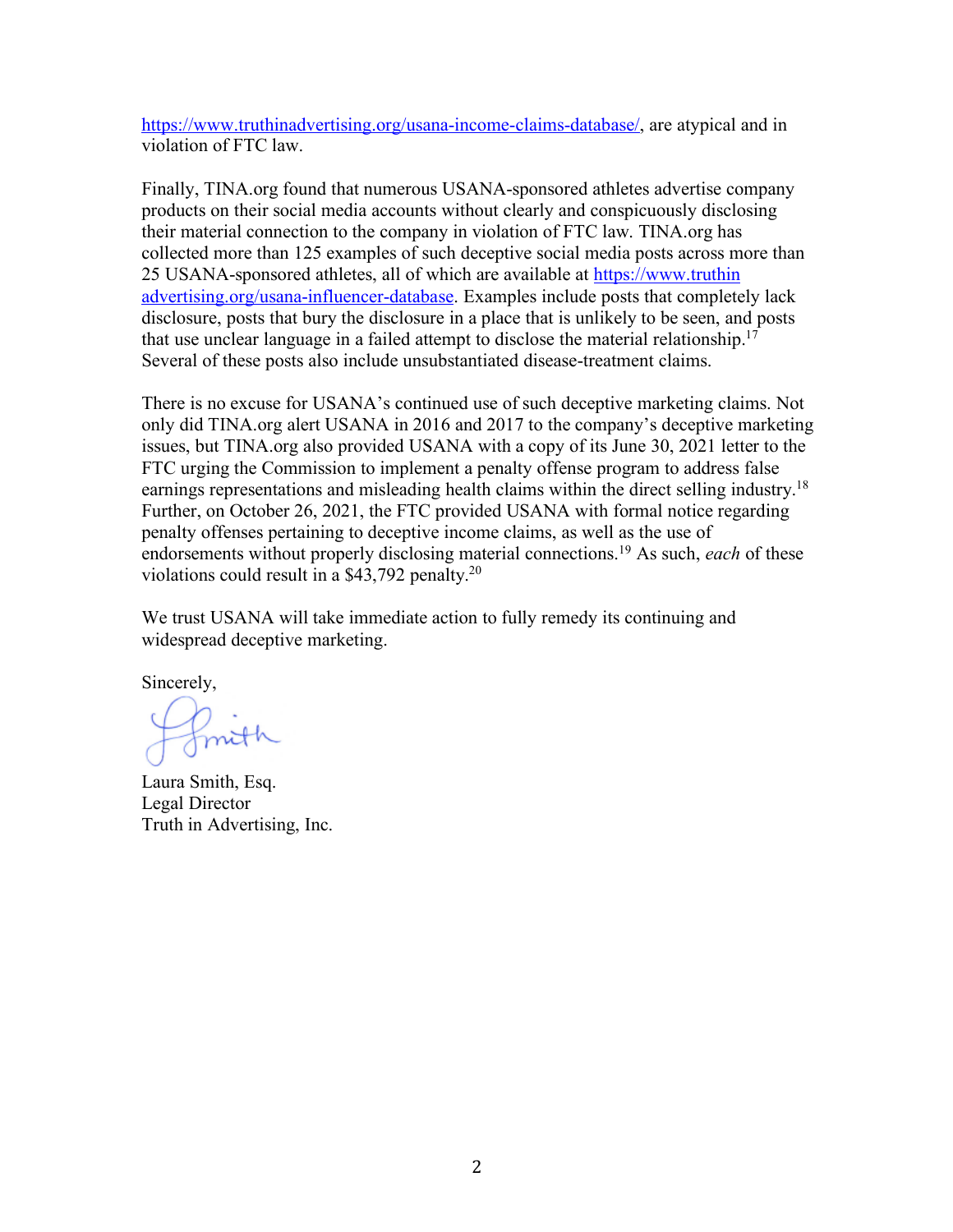https://www.truthinadvertising.org/usana-income-claims-database/, are atypical and in violation of FTC law.

Finally, TINA.org found that numerous USANA-sponsored athletes advertise company products on their social media accounts without clearly and conspicuously disclosing their material connection to the company in violation of FTC law. TINA.org has collected more than 125 examples of such deceptive social media posts across more than 25 USANA-sponsored athletes, all of which are available at https://www.truthinadvertising.org/usana-influencer-database. Examples include posts that completely lack disclosure, posts that bury the disclosure in a place that is unlikely to be seen, and posts that use unclear language in a failed attempt to disclose the material relationship.[17] Several of these posts also include unsubstantiated disease-treatment claims.

There is no excuse for USANA's continued use of such deceptive marketing claims. Not only did TINA.org alert USANA in 2016 and 2017 to the company's deceptive marketing issues, but TINA.org also provided USANA with a copy of its June 30, 2021 letter to the FTC urging the Commission to implement a penalty offense program to address false earnings representations and misleading health claims within the direct selling industry.[18] Further, on October 26, 2021, the FTC provided USANA with formal notice regarding penalty offenses pertaining to deceptive income claims, as well as the use of endorsements without properly disclosing material connections.[19] As such, *each* of these violations could result in a $43,792 penalty.[20]

We trust USANA will take immediate action to fully remedy its continuing and widespread deceptive marketing.

Sincerely,

Laura Smith, Esq.
Legal Director
Truth in Advertising, Inc.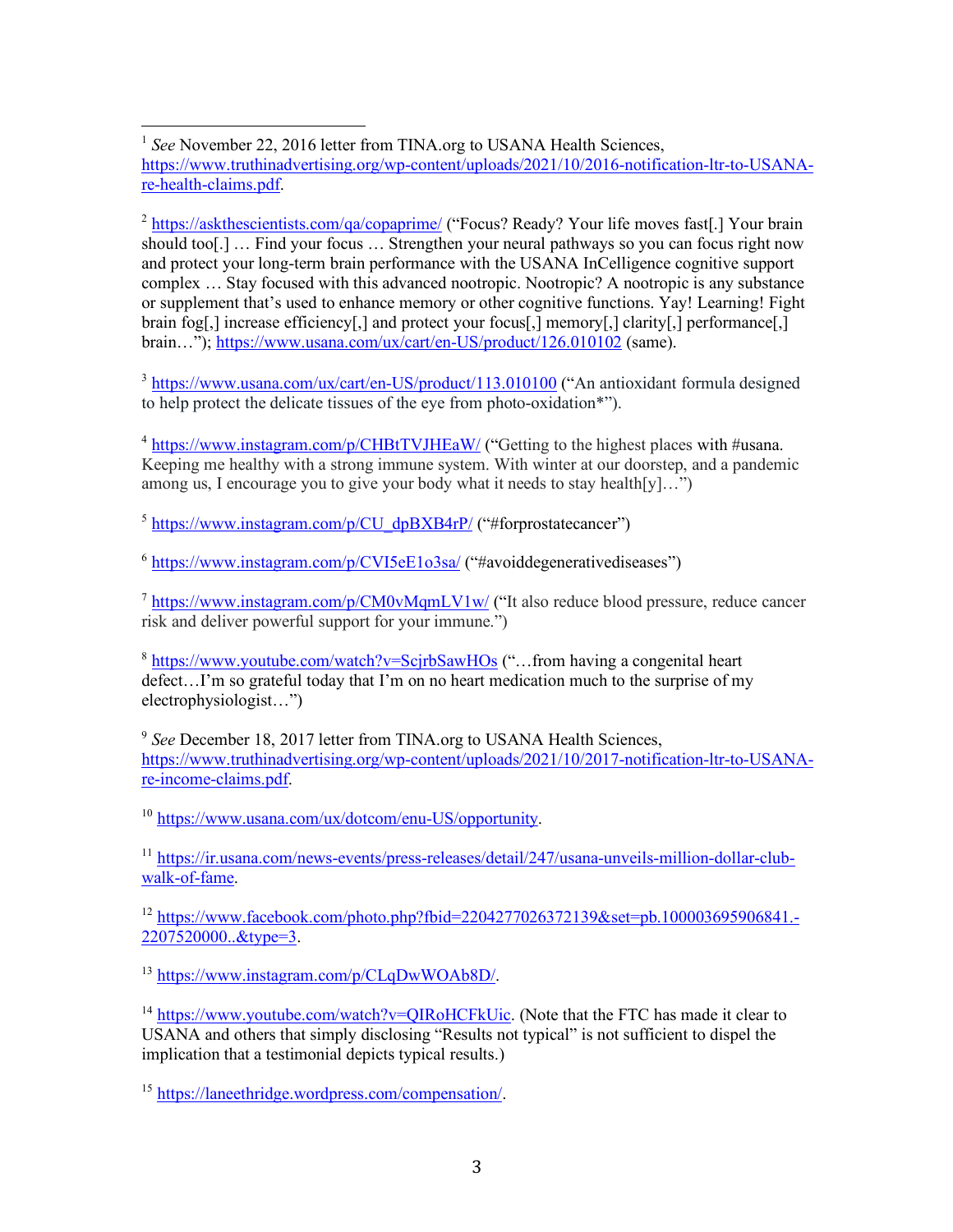[1] *See* November 22, 2016 letter from TINA.org to USANA Health Sciences, https://www.truthinadvertising.org/wp-content/uploads/2021/10/2016-notification-ltr-to-USANA-re-health-claims.pdf.

[2] https://askthescientists.com/qa/copaprime/ ("Focus? Ready? Your life moves fast[.] Your brain should too[.] … Find your focus … Strengthen your neural pathways so you can focus right now and protect your long-term brain performance with the USANA InCelligence cognitive support complex … Stay focused with this advanced nootropic. Nootropic? A nootropic is any substance or supplement that's used to enhance memory or other cognitive functions. Yay! Learning! Fight brain fog[,] increase efficiency[,] and protect your focus[,] memory[,] clarity[,] performance[,] brain…"); https://www.usana.com/ux/cart/en-US/product/126.010102 (same).

[3] https://www.usana.com/ux/cart/en-US/product/113.010100 ("An antioxidant formula designed to help protect the delicate tissues of the eye from photo-oxidation*").

[4] https://www.instagram.com/p/CHBtTVJHEaW/ ("Getting to the highest places with #usana. Keeping me healthy with a strong immune system. With winter at our doorstep, and a pandemic among us, I encourage you to give your body what it needs to stay health[y]…")

[5] https://www.instagram.com/p/CU_dpBXB4rP/ ("#forprostatecancer")

[6] https://www.instagram.com/p/CVI5eE1o3sa/ ("#avoiddegenerativediseases")

[7] https://www.instagram.com/p/CM0vMqmLV1w/ ("It also reduce blood pressure, reduce cancer risk and deliver powerful support for your immune.")

[8] https://www.youtube.com/watch?v=ScjrbSawHOs ("…from having a congenital heart defect…I'm so grateful today that I'm on no heart medication much to the surprise of my electrophysiologist…")

[9] *See* December 18, 2017 letter from TINA.org to USANA Health Sciences, https://www.truthinadvertising.org/wp-content/uploads/2021/10/2017-notification-ltr-to-USANA-re-income-claims.pdf.

[10] https://www.usana.com/ux/dotcom/enu-US/opportunity.

[11] https://ir.usana.com/news-events/press-releases/detail/247/usana-unveils-million-dollar-club-walk-of-fame.

[12] https://www.facebook.com/photo.php?fbid=2204277026372139&set=pb.100003695906841.-2207520000..&type=3.

[13] https://www.instagram.com/p/CLqDwWOAb8D/.

[14] https://www.youtube.com/watch?v=QIRoHCFkUic. (Note that the FTC has made it clear to USANA and others that simply disclosing "Results not typical" is not sufficient to dispel the implication that a testimonial depicts typical results.)

[15] https://laneethridge.wordpress.com/compensation/.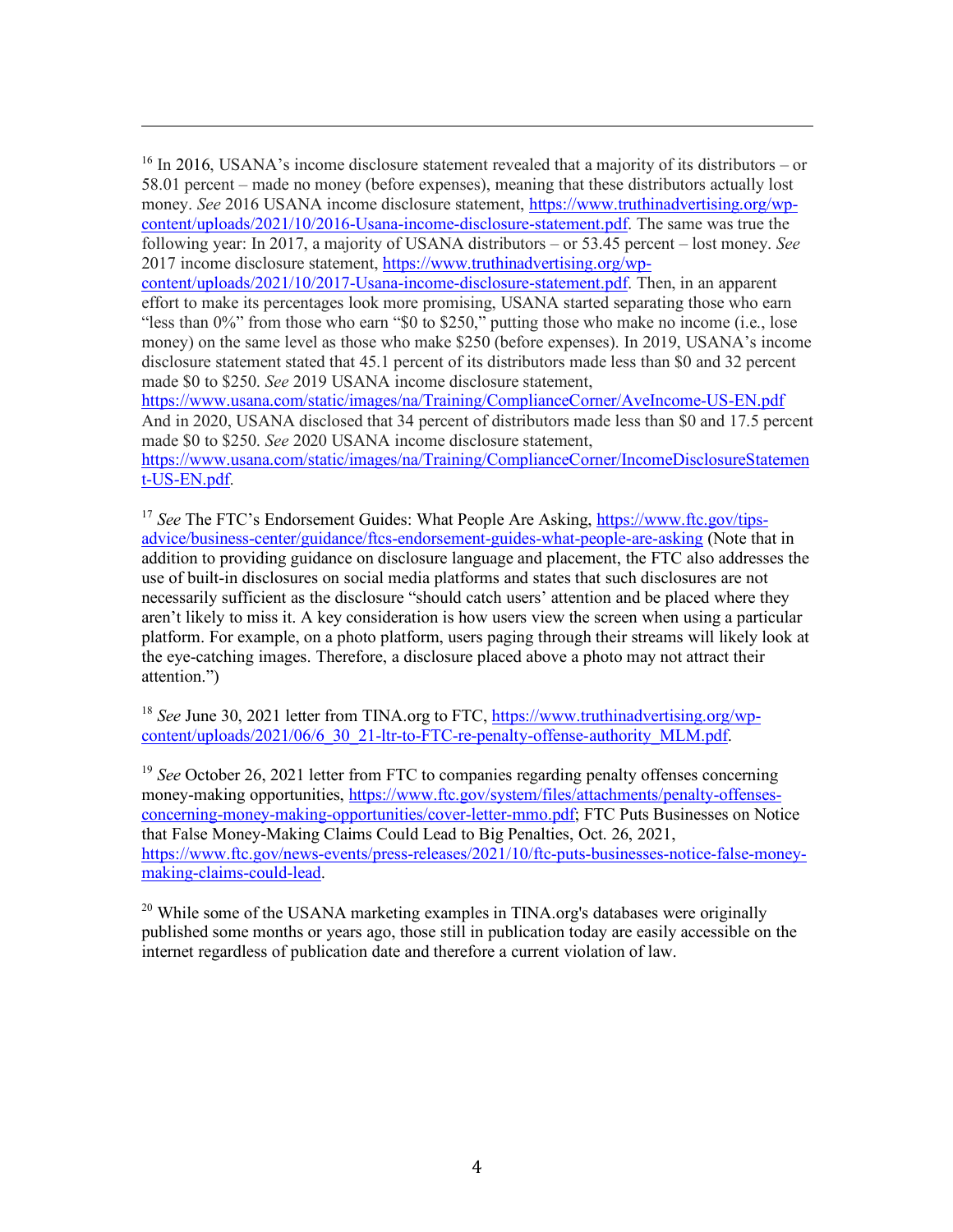[16] In 2016, USANA's income disclosure statement revealed that a majority of its distributors – or 58.01 percent – made no money (before expenses), meaning that these distributors actually lost money. *See* 2016 USANA income disclosure statement, https://www.truthinadvertising.org/wp-content/uploads/2021/10/2016-Usana-income-disclosure-statement.pdf. The same was true the following year: In 2017, a majority of USANA distributors – or 53.45 percent – lost money. *See* 2017 income disclosure statement, https://www.truthinadvertising.org/wp-content/uploads/2021/10/2017-Usana-income-disclosure-statement.pdf. Then, in an apparent effort to make its percentages look more promising, USANA started separating those who earn "less than 0%" from those who earn "$0 to $250," putting those who make no income (i.e., lose money) on the same level as those who make $250 (before expenses). In 2019, USANA's income disclosure statement stated that 45.1 percent of its distributors made less than $0 and 32 percent made $0 to $250. *See* 2019 USANA income disclosure statement, https://www.usana.com/static/images/na/Training/ComplianceCorner/AveIncome-US-EN.pdf And in 2020, USANA disclosed that 34 percent of distributors made less than $0 and 17.5 percent made $0 to $250. *See* 2020 USANA income disclosure statement, https://www.usana.com/static/images/na/Training/ComplianceCorner/IncomeDisclosureStatement-US-EN.pdf.

[17] *See* The FTC's Endorsement Guides: What People Are Asking, https://www.ftc.gov/tips-advice/business-center/guidance/ftcs-endorsement-guides-what-people-are-asking (Note that in addition to providing guidance on disclosure language and placement, the FTC also addresses the use of built-in disclosures on social media platforms and states that such disclosures are not necessarily sufficient as the disclosure "should catch users' attention and be placed where they aren't likely to miss it. A key consideration is how users view the screen when using a particular platform. For example, on a photo platform, users paging through their streams will likely look at the eye-catching images. Therefore, a disclosure placed above a photo may not attract their attention.")

[18] *See* June 30, 2021 letter from TINA.org to FTC, https://www.truthinadvertising.org/wp-content/uploads/2021/06/6_30_21-ltr-to-FTC-re-penalty-offense-authority_MLM.pdf.

[19] *See* October 26, 2021 letter from FTC to companies regarding penalty offenses concerning money-making opportunities, https://www.ftc.gov/system/files/attachments/penalty-offenses-concerning-money-making-opportunities/cover-letter-mmo.pdf; FTC Puts Businesses on Notice that False Money-Making Claims Could Lead to Big Penalties, Oct. 26, 2021, https://www.ftc.gov/news-events/press-releases/2021/10/ftc-puts-businesses-notice-false-money-making-claims-could-lead.

[20] While some of the USANA marketing examples in TINA.org's databases were originally published some months or years ago, those still in publication today are easily accessible on the internet regardless of publication date and therefore a current violation of law.